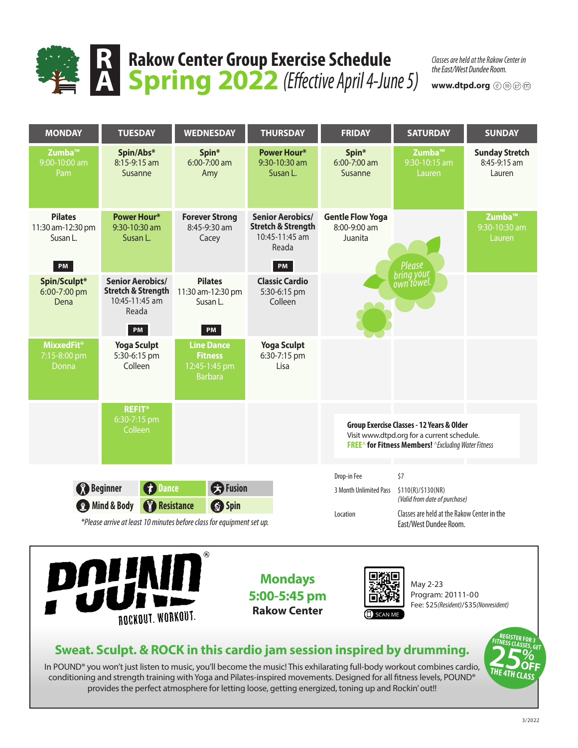# Rakow Center Group Exercise Schedule

## Spring 2022 *(Effective April 4-June 5)*

*Classes are held at the Rakow Center in the East/West Dundee Room.*

**www.dtpd.org**

| MONDAY | TUESDAY | WEDNESDAY | THURSDAY | FRIDAY | SATURDAY | SUNDAY |
|---|---|---|---|---|---|---|
| **Zumba™** 9:00-10:00 am Pam | **Spin/Abs*** 8:15-9:15 am Susanne | **Spin*** 6:00-7:00 am Amy | **Power Hour*** 9:30-10:30 am Susan L. | **Spin*** 6:00-7:00 am Susanne | **Zumba™** 9:30-10:15 am Lauren | **Sunday Stretch** 8:45-9:15 am Lauren |
| **Pilates** 11:30 am-12:30 pm Susan L. | **Power Hour*** 9:30-10:30 am Susan L. | **Forever Strong** 8:45-9:30 am Cacey | **Senior Aerobics/ Stretch & Strength** 10:45-11:45 am Reada | **Gentle Flow Yoga** 8:00-9:00 am Juanita | | **Zumba™** 9:30-10:30 am Lauren |
| PM | | | PM | | | |
| **Spin/Sculpt*** 6:00-7:00 pm Dena | **Senior Aerobics/ Stretch & Strength** 10:45-11:45 am Reada | **Pilates** 11:30 am-12:30 pm Susan L. | **Classic Cardio** 5:30-6:15 pm Colleen | | | |
| | PM | PM | | | | |
| **MixxedFit®** 7:15-8:00 pm Donna | **Yoga Sculpt** 5:30-6:15 pm Colleen | **Line Dance Fitness** 12:45-1:45 pm Barbara | **Yoga Sculpt** 6:30-7:15 pm Lisa | | | |
| | **REFIT®** 6:30-7:15 pm Colleen | | | | | |

*Please bring your own towel.*

**Group Exercise Classes - 12 Years & Older**
Visit www.dtpd.org for a current schedule.
**FREE^ for Fitness Members!** *^Excluding Water Fitness*

Beginner | Dance | Fusion | Mind & Body | Resistance | Spin

*\*Please arrive at least 10 minutes before class for equipment set up.*

| | |
|---|---|
| Drop-in Fee | $7 |
| 3 Month Unlimited Pass | $110(R)/$130(NR) *(Valid from date of purchase)* |
| Location | Classes are held at the Rakow Center in the East/West Dundee Room. |

## POUND® ROCKOUT. WORKOUT.

**Mondays**
**5:00-5:45 pm**
**Rakow Center**

SCAN ME

May 2-23
Program: 20111-00
Fee: $25*(Resident)*/$35*(Nonresident)*

### Sweat. Sculpt. & ROCK in this cardio jam session inspired by drumming.

In POUND® you won't just listen to music, you'll become the music! This exhilarating full-body workout combines cardio, conditioning and strength training with Yoga and Pilates-inspired movements. Designed for all fitness levels, POUND® provides the perfect atmosphere for letting loose, getting energized, toning up and Rockin' out!!

REGISTER FOR 3 FITNESS CLASSES, GET 25% OFF THE 4TH CLASS

3/2022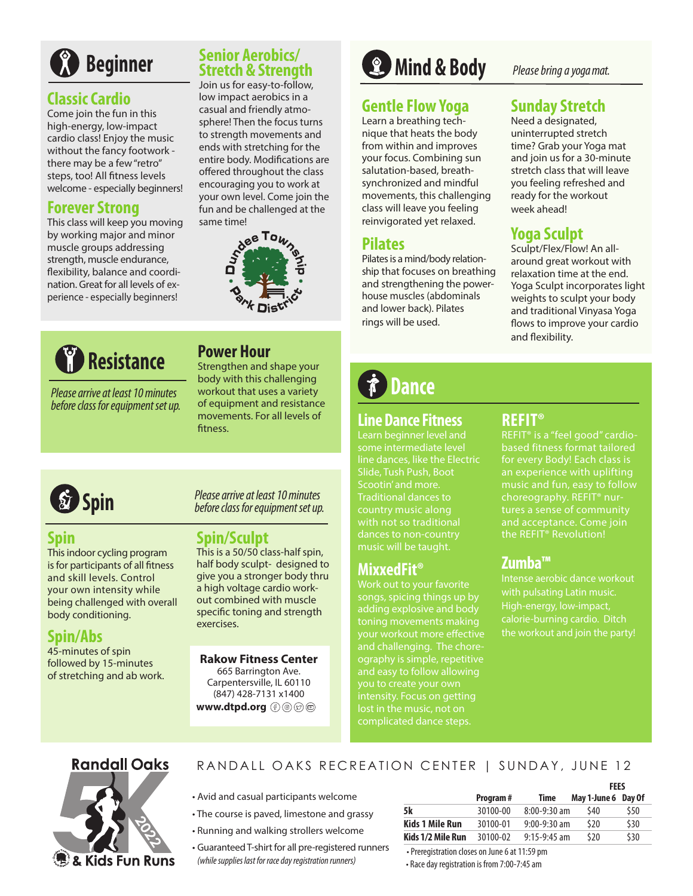## Beginner

### Classic Cardio
Come join the fun in this high-energy, low-impact cardio class! Enjoy the music without the fancy footwork - there may be a few "retro" steps, too! All fitness levels welcome - especially beginners!

### Forever Strong
This class will keep you moving by working major and minor muscle groups addressing strength, muscle endurance, flexibility, balance and coordination. Great for all levels of experience - especially beginners!

### Senior Aerobics/ Stretch & Strength
Join us for easy-to-follow, low impact aerobics in a casual and friendly atmosphere! Then the focus turns to strength movements and ends with stretching for the entire body. Modifications are offered throughout the class encouraging you to work at your own level. Come join the fun and be challenged at the same time!

Dundee Township Park District

## Resistance

*Please arrive at least 10 minutes before class for equipment set up.*

### Power Hour
Strengthen and shape your body with this challenging workout that uses a variety of equipment and resistance movements. For all levels of fitness.

## Spin

*Please arrive at least 10 minutes before class for equipment set up.*

### Spin
This indoor cycling program is for participants of all fitness and skill levels. Control your own intensity while being challenged with overall body conditioning.

### Spin/Abs
45-minutes of spin followed by 15-minutes of stretching and ab work.

### Spin/Sculpt
This is a 50/50 class-half spin, half body sculpt- designed to give you a stronger body thru a high voltage cardio workout combined with muscle specific toning and strength exercises.

**Rakow Fitness Center**
665 Barrington Ave.
Carpentersville, IL 60110
(847) 428-7131 x1400
**www.dtpd.org**

## Mind & Body

*Please bring a yoga mat.*

### Gentle Flow Yoga
Learn a breathing technique that heats the body from within and improves your focus. Combining sun salutation-based, breath-synchronized and mindful movements, this challenging class will leave you feeling reinvigorated yet relaxed.

### Pilates
Pilates is a mind/body relationship that focuses on breathing and strengthening the powerhouse muscles (abdominals and lower back). Pilates rings will be used.

### Sunday Stretch
Need a designated, uninterrupted stretch time? Grab your Yoga mat and join us for a 30-minute stretch class that will leave you feeling refreshed and ready for the workout week ahead!

### Yoga Sculpt
Sculpt/Flex/Flow! An all-around great workout with relaxation time at the end. Yoga Sculpt incorporates light weights to sculpt your body and traditional Vinyasa Yoga flows to improve your cardio and flexibility.

## Dance

### Line Dance Fitness
Learn beginner level and some intermediate level line dances, like the Electric Slide, Tush Push, Boot Scootin' and more. Traditional dances to country music along with not so traditional dances to non-country music will be taught.

### MixxedFit®
Work out to your favorite songs, spicing things up by adding explosive and body toning movements making your workout more effective and challenging. The choreography is simple, repetitive and easy to follow allowing you to create your own intensity. Focus on getting lost in the music, not on complicated dance steps.

### REFIT®
REFIT® is a "feel good" cardio-based fitness format tailored for every Body! Each class is an experience with uplifting music and fun, easy to follow choreography. REFIT® nurtures a sense of community and acceptance. Come join the REFIT® Revolution!

### Zumba™
Intense aerobic dance workout with pulsating Latin music. High-energy, low-impact, calorie-burning cardio. Ditch the workout and join the party!

## Randall Oaks 5K 2022 & Kids Fun Runs

RANDALL OAKS RECREATION CENTER | SUNDAY, JUNE 12

- Avid and casual participants welcome
- The course is paved, limestone and grassy
- Running and walking strollers welcome
- Guaranteed T-shirt for all pre-registered runners *(while supplies last for race day registration runners)*

| | Program # | Time | FEES May 1-June 6 | FEES Day Of |
|---|---|---|---|---|
| **5k** | 30100-00 | 8:00-9:30 am | $40 | $50 |
| **Kids 1 Mile Run** | 30100-01 | 9:00-9:30 am | $20 | $30 |
| **Kids 1/2 Mile Run** | 30100-02 | 9:15-9:45 am | $20 | $30 |

- Preregistration closes on June 6 at 11:59 pm
- Race day registration is from 7:00-7:45 am